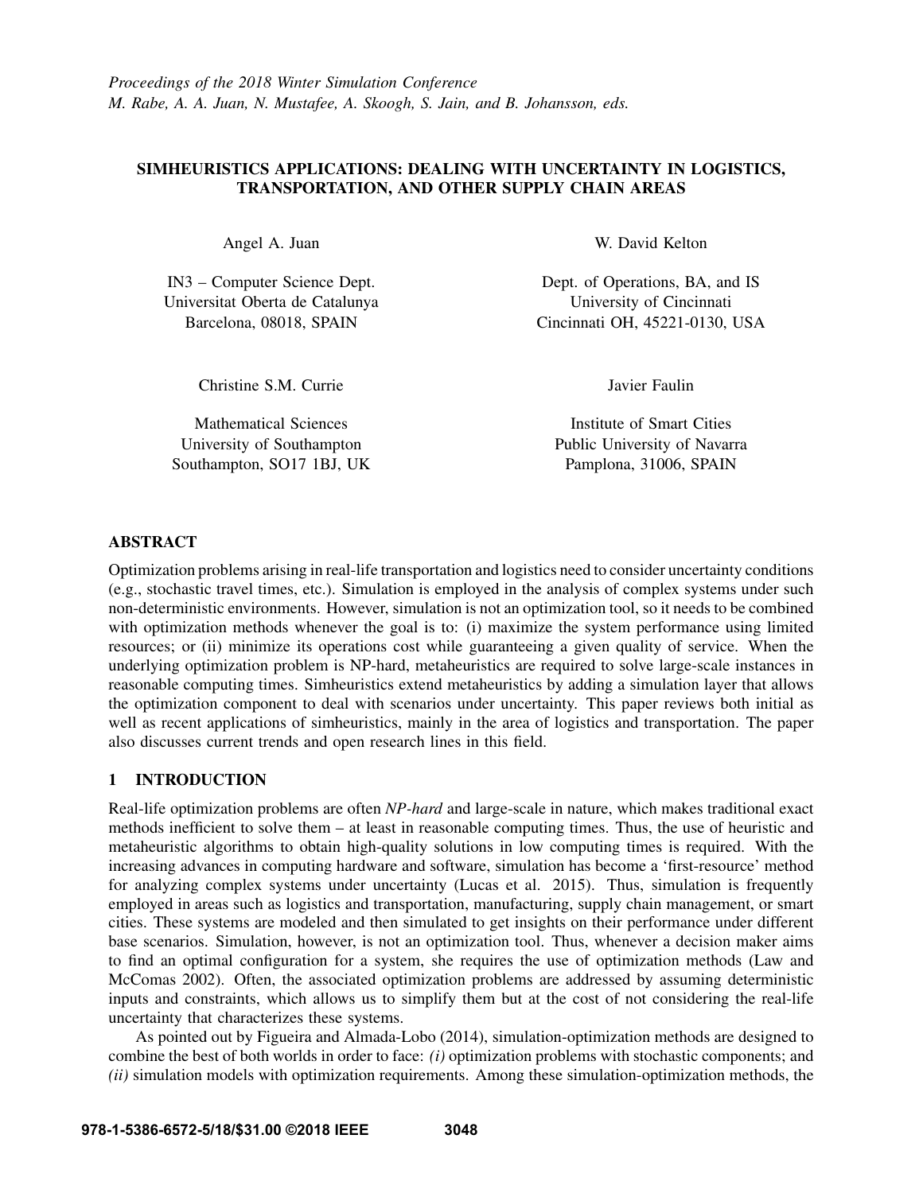*Proceedings of the 2018 Winter Simulation Conference*
*M. Rabe, A. A. Juan, N. Mustafee, A. Skoogh, S. Jain, and B. Johansson, eds.*

# SIMHEURISTICS APPLICATIONS: DEALING WITH UNCERTAINTY IN LOGISTICS, TRANSPORTATION, AND OTHER SUPPLY CHAIN AREAS

Angel A. Juan

IN3 – Computer Science Dept.
Universitat Oberta de Catalunya
Barcelona, 08018, SPAIN

W. David Kelton

Dept. of Operations, BA, and IS
University of Cincinnati
Cincinnati OH, 45221-0130, USA

Christine S.M. Currie

Mathematical Sciences
University of Southampton
Southampton, SO17 1BJ, UK

Javier Faulin

Institute of Smart Cities
Public University of Navarra
Pamplona, 31006, SPAIN

## ABSTRACT

Optimization problems arising in real-life transportation and logistics need to consider uncertainty conditions (e.g., stochastic travel times, etc.). Simulation is employed in the analysis of complex systems under such non-deterministic environments. However, simulation is not an optimization tool, so it needs to be combined with optimization methods whenever the goal is to: (i) maximize the system performance using limited resources; or (ii) minimize its operations cost while guaranteeing a given quality of service. When the underlying optimization problem is NP-hard, metaheuristics are required to solve large-scale instances in reasonable computing times. Simheuristics extend metaheuristics by adding a simulation layer that allows the optimization component to deal with scenarios under uncertainty. This paper reviews both initial as well as recent applications of simheuristics, mainly in the area of logistics and transportation. The paper also discusses current trends and open research lines in this field.

## 1 INTRODUCTION

Real-life optimization problems are often *NP-hard* and large-scale in nature, which makes traditional exact methods inefficient to solve them – at least in reasonable computing times. Thus, the use of heuristic and metaheuristic algorithms to obtain high-quality solutions in low computing times is required. With the increasing advances in computing hardware and software, simulation has become a 'first-resource' method for analyzing complex systems under uncertainty (Lucas et al. 2015). Thus, simulation is frequently employed in areas such as logistics and transportation, manufacturing, supply chain management, or smart cities. These systems are modeled and then simulated to get insights on their performance under different base scenarios. Simulation, however, is not an optimization tool. Thus, whenever a decision maker aims to find an optimal configuration for a system, she requires the use of optimization methods (Law and McComas 2002). Often, the associated optimization problems are addressed by assuming deterministic inputs and constraints, which allows us to simplify them but at the cost of not considering the real-life uncertainty that characterizes these systems.

As pointed out by Figueira and Almada-Lobo (2014), simulation-optimization methods are designed to combine the best of both worlds in order to face: *(i)* optimization problems with stochastic components; and *(ii)* simulation models with optimization requirements. Among these simulation-optimization methods, the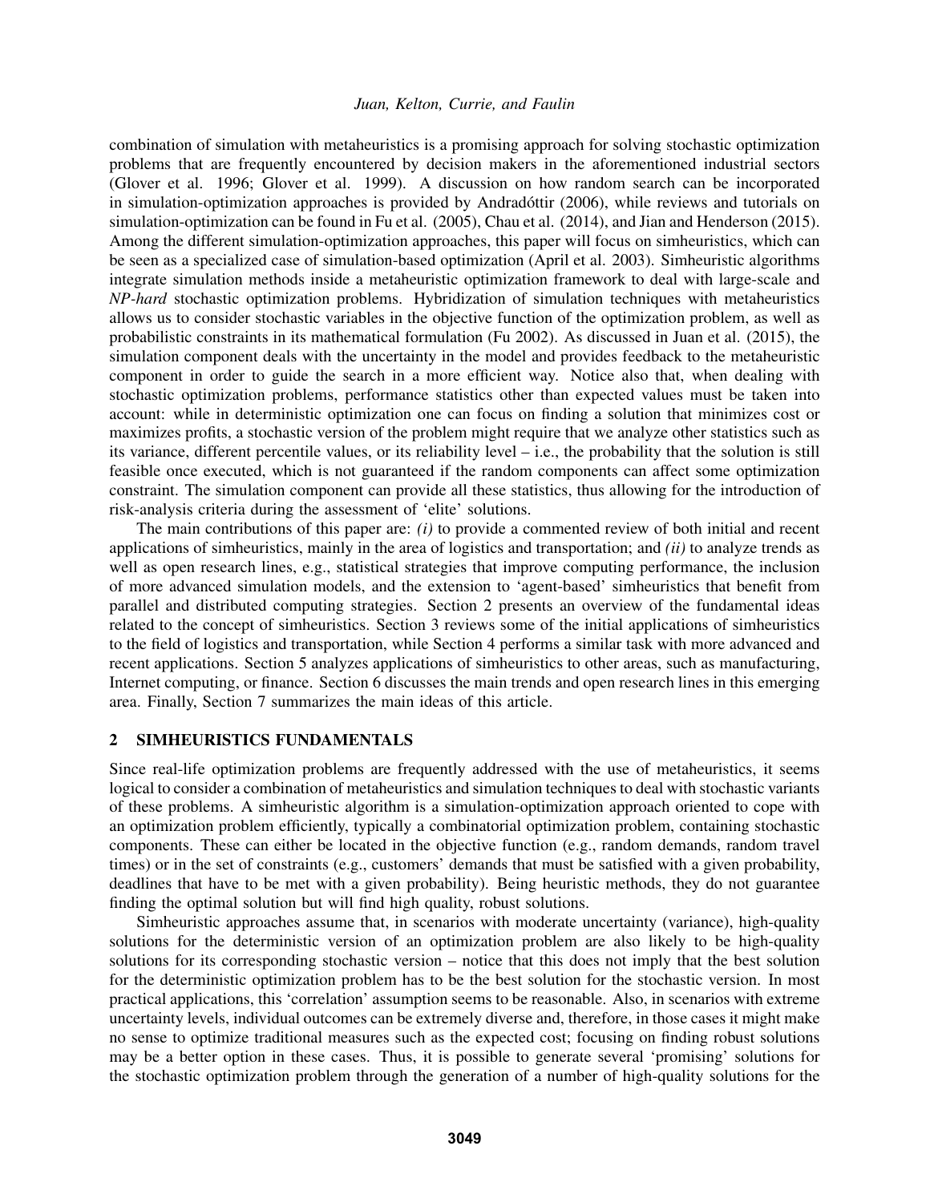combination of simulation with metaheuristics is a promising approach for solving stochastic optimization problems that are frequently encountered by decision makers in the aforementioned industrial sectors (Glover et al. 1996; Glover et al. 1999). A discussion on how random search can be incorporated in simulation-optimization approaches is provided by Andradóttir (2006), while reviews and tutorials on simulation-optimization can be found in Fu et al. (2005), Chau et al. (2014), and Jian and Henderson (2015). Among the different simulation-optimization approaches, this paper will focus on simheuristics, which can be seen as a specialized case of simulation-based optimization (April et al. 2003). Simheuristic algorithms integrate simulation methods inside a metaheuristic optimization framework to deal with large-scale and *NP-hard* stochastic optimization problems. Hybridization of simulation techniques with metaheuristics allows us to consider stochastic variables in the objective function of the optimization problem, as well as probabilistic constraints in its mathematical formulation (Fu 2002). As discussed in Juan et al. (2015), the simulation component deals with the uncertainty in the model and provides feedback to the metaheuristic component in order to guide the search in a more efficient way. Notice also that, when dealing with stochastic optimization problems, performance statistics other than expected values must be taken into account: while in deterministic optimization one can focus on finding a solution that minimizes cost or maximizes profits, a stochastic version of the problem might require that we analyze other statistics such as its variance, different percentile values, or its reliability level – i.e., the probability that the solution is still feasible once executed, which is not guaranteed if the random components can affect some optimization constraint. The simulation component can provide all these statistics, thus allowing for the introduction of risk-analysis criteria during the assessment of 'elite' solutions.

The main contributions of this paper are: *(i)* to provide a commented review of both initial and recent applications of simheuristics, mainly in the area of logistics and transportation; and *(ii)* to analyze trends as well as open research lines, e.g., statistical strategies that improve computing performance, the inclusion of more advanced simulation models, and the extension to 'agent-based' simheuristics that benefit from parallel and distributed computing strategies. Section 2 presents an overview of the fundamental ideas related to the concept of simheuristics. Section 3 reviews some of the initial applications of simheuristics to the field of logistics and transportation, while Section 4 performs a similar task with more advanced and recent applications. Section 5 analyzes applications of simheuristics to other areas, such as manufacturing, Internet computing, or finance. Section 6 discusses the main trends and open research lines in this emerging area. Finally, Section 7 summarizes the main ideas of this article.

## 2 SIMHEURISTICS FUNDAMENTALS

Since real-life optimization problems are frequently addressed with the use of metaheuristics, it seems logical to consider a combination of metaheuristics and simulation techniques to deal with stochastic variants of these problems. A simheuristic algorithm is a simulation-optimization approach oriented to cope with an optimization problem efficiently, typically a combinatorial optimization problem, containing stochastic components. These can either be located in the objective function (e.g., random demands, random travel times) or in the set of constraints (e.g., customers' demands that must be satisfied with a given probability, deadlines that have to be met with a given probability). Being heuristic methods, they do not guarantee finding the optimal solution but will find high quality, robust solutions.

Simheuristic approaches assume that, in scenarios with moderate uncertainty (variance), high-quality solutions for the deterministic version of an optimization problem are also likely to be high-quality solutions for its corresponding stochastic version – notice that this does not imply that the best solution for the deterministic optimization problem has to be the best solution for the stochastic version. In most practical applications, this 'correlation' assumption seems to be reasonable. Also, in scenarios with extreme uncertainty levels, individual outcomes can be extremely diverse and, therefore, in those cases it might make no sense to optimize traditional measures such as the expected cost; focusing on finding robust solutions may be a better option in these cases. Thus, it is possible to generate several 'promising' solutions for the stochastic optimization problem through the generation of a number of high-quality solutions for the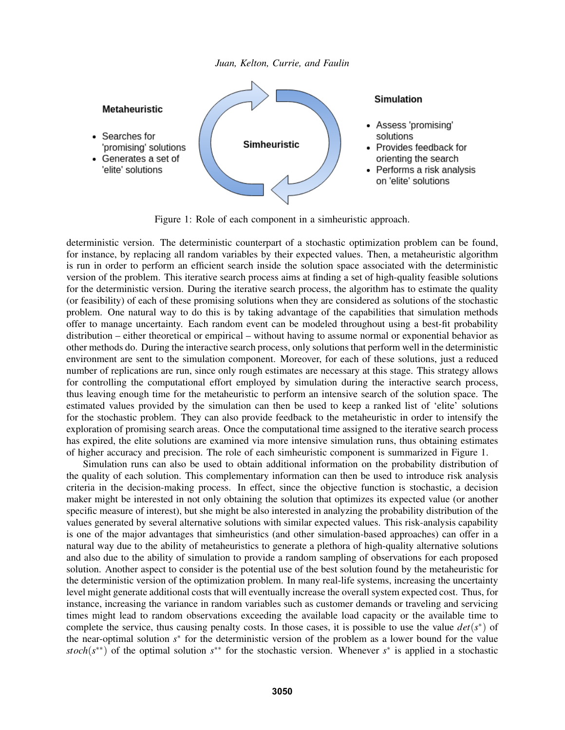Metaheuristic

- Searches for 'promising' solutions
- Generates a set of 'elite' solutions

Simheuristic

Simulation

- Assess 'promising' solutions
- Provides feedback for orienting the search
- Performs a risk analysis on 'elite' solutions

Figure 1: Role of each component in a simheuristic approach.

deterministic version. The deterministic counterpart of a stochastic optimization problem can be found, for instance, by replacing all random variables by their expected values. Then, a metaheuristic algorithm is run in order to perform an efficient search inside the solution space associated with the deterministic version of the problem. This iterative search process aims at finding a set of high-quality feasible solutions for the deterministic version. During the iterative search process, the algorithm has to estimate the quality (or feasibility) of each of these promising solutions when they are considered as solutions of the stochastic problem. One natural way to do this is by taking advantage of the capabilities that simulation methods offer to manage uncertainty. Each random event can be modeled throughout using a best-fit probability distribution – either theoretical or empirical – without having to assume normal or exponential behavior as other methods do. During the interactive search process, only solutions that perform well in the deterministic environment are sent to the simulation component. Moreover, for each of these solutions, just a reduced number of replications are run, since only rough estimates are necessary at this stage. This strategy allows for controlling the computational effort employed by simulation during the interactive search process, thus leaving enough time for the metaheuristic to perform an intensive search of the solution space. The estimated values provided by the simulation can then be used to keep a ranked list of 'elite' solutions for the stochastic problem. They can also provide feedback to the metaheuristic in order to intensify the exploration of promising search areas. Once the computational time assigned to the iterative search process has expired, the elite solutions are examined via more intensive simulation runs, thus obtaining estimates of higher accuracy and precision. The role of each simheuristic component is summarized in Figure 1.

Simulation runs can also be used to obtain additional information on the probability distribution of the quality of each solution. This complementary information can then be used to introduce risk analysis criteria in the decision-making process. In effect, since the objective function is stochastic, a decision maker might be interested in not only obtaining the solution that optimizes its expected value (or another specific measure of interest), but she might be also interested in analyzing the probability distribution of the values generated by several alternative solutions with similar expected values. This risk-analysis capability is one of the major advantages that simheuristics (and other simulation-based approaches) can offer in a natural way due to the ability of metaheuristics to generate a plethora of high-quality alternative solutions and also due to the ability of simulation to provide a random sampling of observations for each proposed solution. Another aspect to consider is the potential use of the best solution found by the metaheuristic for the deterministic version of the optimization problem. In many real-life systems, increasing the uncertainty level might generate additional costs that will eventually increase the overall system expected cost. Thus, for instance, increasing the variance in random variables such as customer demands or traveling and servicing times might lead to random observations exceeding the available load capacity or the available time to complete the service, thus causing penalty costs. In those cases, it is possible to use the value $det(s^*)$ of the near-optimal solution $s^*$ for the deterministic version of the problem as a lower bound for the value $stoch(s^{**})$ of the optimal solution $s^{**}$ for the stochastic version. Whenever $s^*$ is applied in a stochastic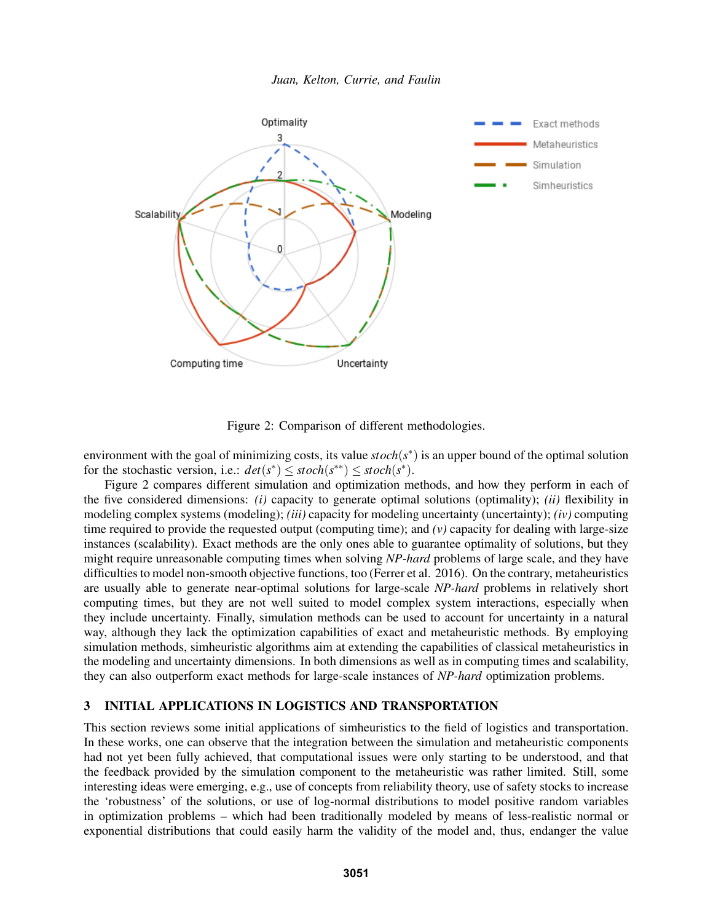Figure 2: Comparison of different methodologies.

environment with the goal of minimizing costs, its value $stoch(s^*)$ is an upper bound of the optimal solution for the stochastic version, i.e.: $det(s^*) \leq stoch(s^{**}) \leq stoch(s^*)$.

Figure 2 compares different simulation and optimization methods, and how they perform in each of the five considered dimensions: *(i)* capacity to generate optimal solutions (optimality); *(ii)* flexibility in modeling complex systems (modeling); *(iii)* capacity for modeling uncertainty (uncertainty); *(iv)* computing time required to provide the requested output (computing time); and *(v)* capacity for dealing with large-size instances (scalability). Exact methods are the only ones able to guarantee optimality of solutions, but they might require unreasonable computing times when solving *NP-hard* problems of large scale, and they have difficulties to model non-smooth objective functions, too (Ferrer et al. 2016). On the contrary, metaheuristics are usually able to generate near-optimal solutions for large-scale *NP-hard* problems in relatively short computing times, but they are not well suited to model complex system interactions, especially when they include uncertainty. Finally, simulation methods can be used to account for uncertainty in a natural way, although they lack the optimization capabilities of exact and metaheuristic methods. By employing simulation methods, simheuristic algorithms aim at extending the capabilities of classical metaheuristics in the modeling and uncertainty dimensions. In both dimensions as well as in computing times and scalability, they can also outperform exact methods for large-scale instances of *NP-hard* optimization problems.

## 3 INITIAL APPLICATIONS IN LOGISTICS AND TRANSPORTATION

This section reviews some initial applications of simheuristics to the field of logistics and transportation. In these works, one can observe that the integration between the simulation and metaheuristic components had not yet been fully achieved, that computational issues were only starting to be understood, and that the feedback provided by the simulation component to the metaheuristic was rather limited. Still, some interesting ideas were emerging, e.g., use of concepts from reliability theory, use of safety stocks to increase the 'robustness' of the solutions, or use of log-normal distributions to model positive random variables in optimization problems – which had been traditionally modeled by means of less-realistic normal or exponential distributions that could easily harm the validity of the model and, thus, endanger the value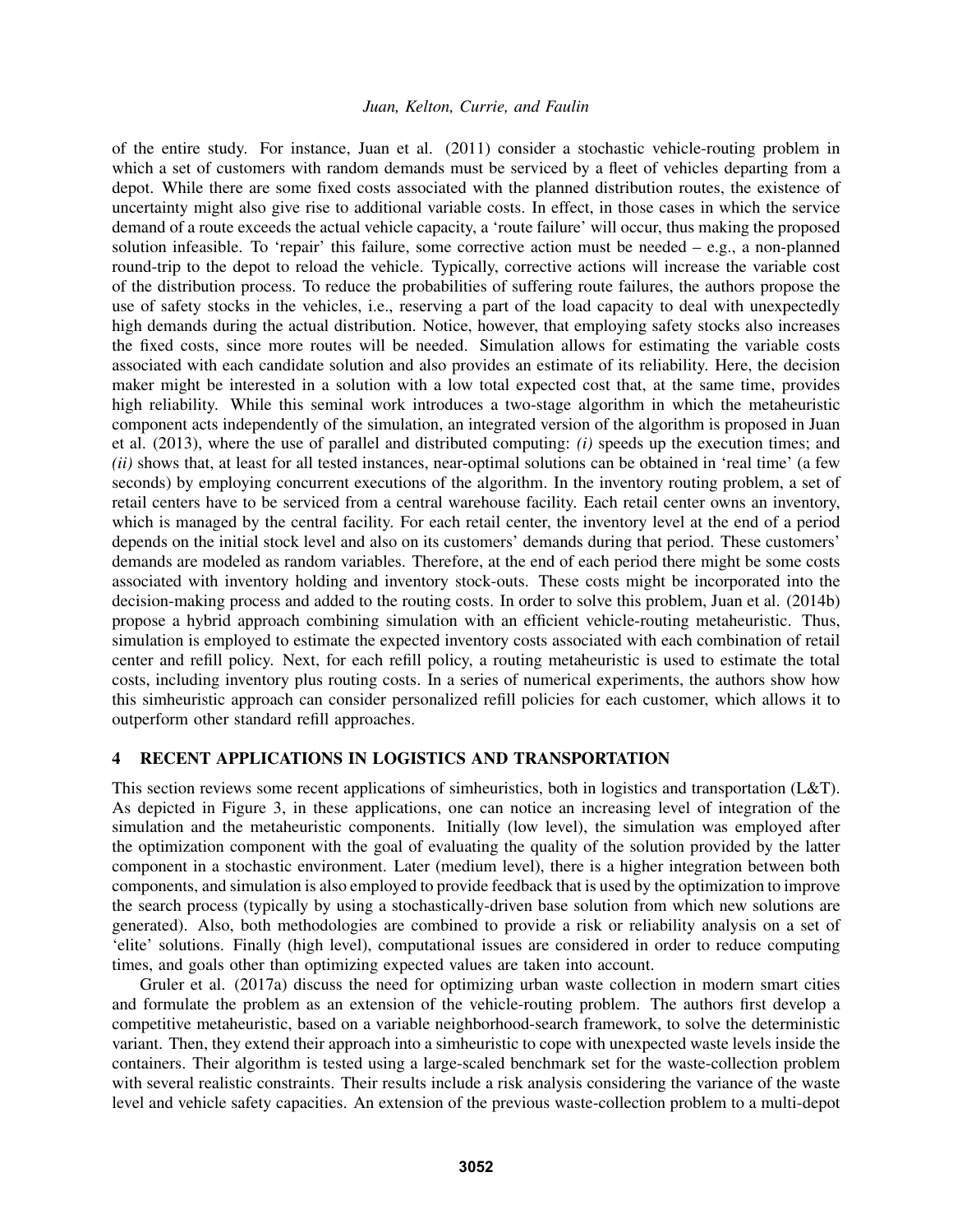of the entire study. For instance, Juan et al. (2011) consider a stochastic vehicle-routing problem in which a set of customers with random demands must be serviced by a fleet of vehicles departing from a depot. While there are some fixed costs associated with the planned distribution routes, the existence of uncertainty might also give rise to additional variable costs. In effect, in those cases in which the service demand of a route exceeds the actual vehicle capacity, a 'route failure' will occur, thus making the proposed solution infeasible. To 'repair' this failure, some corrective action must be needed – e.g., a non-planned round-trip to the depot to reload the vehicle. Typically, corrective actions will increase the variable cost of the distribution process. To reduce the probabilities of suffering route failures, the authors propose the use of safety stocks in the vehicles, i.e., reserving a part of the load capacity to deal with unexpectedly high demands during the actual distribution. Notice, however, that employing safety stocks also increases the fixed costs, since more routes will be needed. Simulation allows for estimating the variable costs associated with each candidate solution and also provides an estimate of its reliability. Here, the decision maker might be interested in a solution with a low total expected cost that, at the same time, provides high reliability. While this seminal work introduces a two-stage algorithm in which the metaheuristic component acts independently of the simulation, an integrated version of the algorithm is proposed in Juan et al. (2013), where the use of parallel and distributed computing: *(i)* speeds up the execution times; and *(ii)* shows that, at least for all tested instances, near-optimal solutions can be obtained in 'real time' (a few seconds) by employing concurrent executions of the algorithm. In the inventory routing problem, a set of retail centers have to be serviced from a central warehouse facility. Each retail center owns an inventory, which is managed by the central facility. For each retail center, the inventory level at the end of a period depends on the initial stock level and also on its customers' demands during that period. These customers' demands are modeled as random variables. Therefore, at the end of each period there might be some costs associated with inventory holding and inventory stock-outs. These costs might be incorporated into the decision-making process and added to the routing costs. In order to solve this problem, Juan et al. (2014b) propose a hybrid approach combining simulation with an efficient vehicle-routing metaheuristic. Thus, simulation is employed to estimate the expected inventory costs associated with each combination of retail center and refill policy. Next, for each refill policy, a routing metaheuristic is used to estimate the total costs, including inventory plus routing costs. In a series of numerical experiments, the authors show how this simheuristic approach can consider personalized refill policies for each customer, which allows it to outperform other standard refill approaches.

## 4 RECENT APPLICATIONS IN LOGISTICS AND TRANSPORTATION

This section reviews some recent applications of simheuristics, both in logistics and transportation (L&T). As depicted in Figure 3, in these applications, one can notice an increasing level of integration of the simulation and the metaheuristic components. Initially (low level), the simulation was employed after the optimization component with the goal of evaluating the quality of the solution provided by the latter component in a stochastic environment. Later (medium level), there is a higher integration between both components, and simulation is also employed to provide feedback that is used by the optimization to improve the search process (typically by using a stochastically-driven base solution from which new solutions are generated). Also, both methodologies are combined to provide a risk or reliability analysis on a set of 'elite' solutions. Finally (high level), computational issues are considered in order to reduce computing times, and goals other than optimizing expected values are taken into account.

Gruler et al. (2017a) discuss the need for optimizing urban waste collection in modern smart cities and formulate the problem as an extension of the vehicle-routing problem. The authors first develop a competitive metaheuristic, based on a variable neighborhood-search framework, to solve the deterministic variant. Then, they extend their approach into a simheuristic to cope with unexpected waste levels inside the containers. Their algorithm is tested using a large-scaled benchmark set for the waste-collection problem with several realistic constraints. Their results include a risk analysis considering the variance of the waste level and vehicle safety capacities. An extension of the previous waste-collection problem to a multi-depot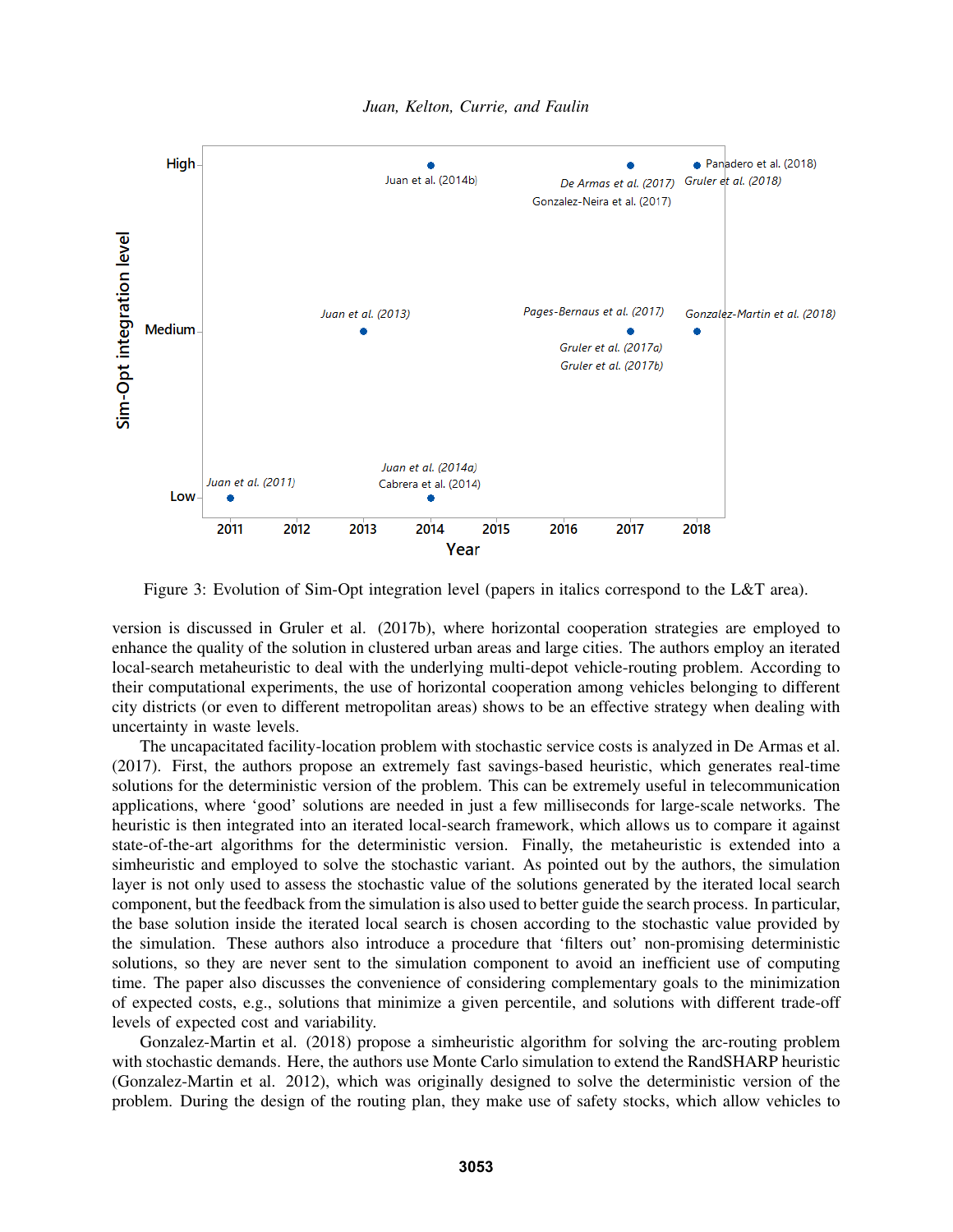Figure 3: Evolution of Sim-Opt integration level (papers in italics correspond to the L&T area).

version is discussed in Gruler et al. (2017b), where horizontal cooperation strategies are employed to enhance the quality of the solution in clustered urban areas and large cities. The authors employ an iterated local-search metaheuristic to deal with the underlying multi-depot vehicle-routing problem. According to their computational experiments, the use of horizontal cooperation among vehicles belonging to different city districts (or even to different metropolitan areas) shows to be an effective strategy when dealing with uncertainty in waste levels.

The uncapacitated facility-location problem with stochastic service costs is analyzed in De Armas et al. (2017). First, the authors propose an extremely fast savings-based heuristic, which generates real-time solutions for the deterministic version of the problem. This can be extremely useful in telecommunication applications, where 'good' solutions are needed in just a few milliseconds for large-scale networks. The heuristic is then integrated into an iterated local-search framework, which allows us to compare it against state-of-the-art algorithms for the deterministic version. Finally, the metaheuristic is extended into a simheuristic and employed to solve the stochastic variant. As pointed out by the authors, the simulation layer is not only used to assess the stochastic value of the solutions generated by the iterated local search component, but the feedback from the simulation is also used to better guide the search process. In particular, the base solution inside the iterated local search is chosen according to the stochastic value provided by the simulation. These authors also introduce a procedure that 'filters out' non-promising deterministic solutions, so they are never sent to the simulation component to avoid an inefficient use of computing time. The paper also discusses the convenience of considering complementary goals to the minimization of expected costs, e.g., solutions that minimize a given percentile, and solutions with different trade-off levels of expected cost and variability.

Gonzalez-Martin et al. (2018) propose a simheuristic algorithm for solving the arc-routing problem with stochastic demands. Here, the authors use Monte Carlo simulation to extend the RandSHARP heuristic (Gonzalez-Martin et al. 2012), which was originally designed to solve the deterministic version of the problem. During the design of the routing plan, they make use of safety stocks, which allow vehicles to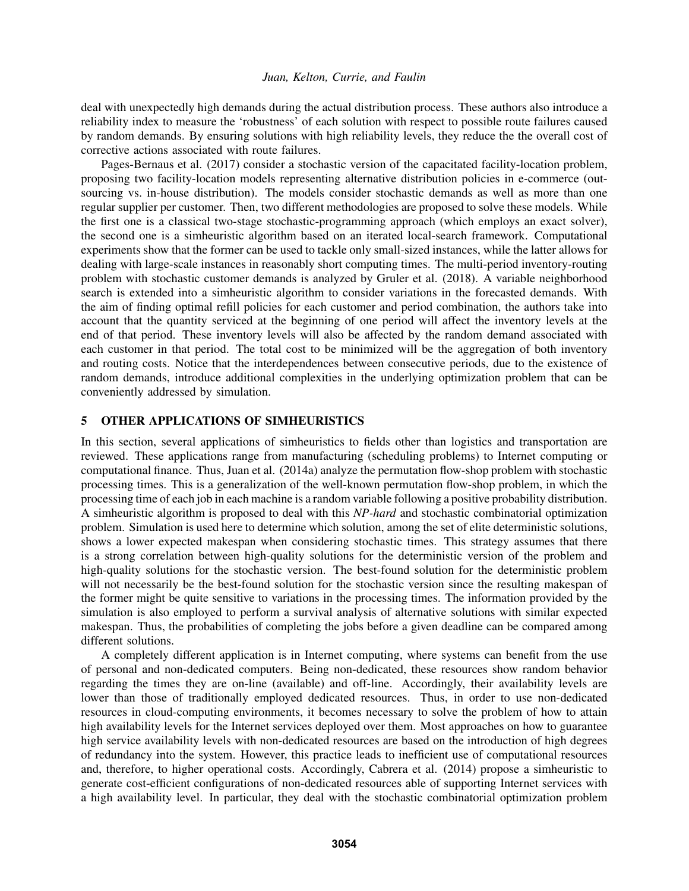deal with unexpectedly high demands during the actual distribution process. These authors also introduce a reliability index to measure the 'robustness' of each solution with respect to possible route failures caused by random demands. By ensuring solutions with high reliability levels, they reduce the the overall cost of corrective actions associated with route failures.

Pages-Bernaus et al. (2017) consider a stochastic version of the capacitated facility-location problem, proposing two facility-location models representing alternative distribution policies in e-commerce (outsourcing vs. in-house distribution). The models consider stochastic demands as well as more than one regular supplier per customer. Then, two different methodologies are proposed to solve these models. While the first one is a classical two-stage stochastic-programming approach (which employs an exact solver), the second one is a simheuristic algorithm based on an iterated local-search framework. Computational experiments show that the former can be used to tackle only small-sized instances, while the latter allows for dealing with large-scale instances in reasonably short computing times. The multi-period inventory-routing problem with stochastic customer demands is analyzed by Gruler et al. (2018). A variable neighborhood search is extended into a simheuristic algorithm to consider variations in the forecasted demands. With the aim of finding optimal refill policies for each customer and period combination, the authors take into account that the quantity serviced at the beginning of one period will affect the inventory levels at the end of that period. These inventory levels will also be affected by the random demand associated with each customer in that period. The total cost to be minimized will be the aggregation of both inventory and routing costs. Notice that the interdependences between consecutive periods, due to the existence of random demands, introduce additional complexities in the underlying optimization problem that can be conveniently addressed by simulation.

## 5 OTHER APPLICATIONS OF SIMHEURISTICS

In this section, several applications of simheuristics to fields other than logistics and transportation are reviewed. These applications range from manufacturing (scheduling problems) to Internet computing or computational finance. Thus, Juan et al. (2014a) analyze the permutation flow-shop problem with stochastic processing times. This is a generalization of the well-known permutation flow-shop problem, in which the processing time of each job in each machine is a random variable following a positive probability distribution. A simheuristic algorithm is proposed to deal with this *NP-hard* and stochastic combinatorial optimization problem. Simulation is used here to determine which solution, among the set of elite deterministic solutions, shows a lower expected makespan when considering stochastic times. This strategy assumes that there is a strong correlation between high-quality solutions for the deterministic version of the problem and high-quality solutions for the stochastic version. The best-found solution for the deterministic problem will not necessarily be the best-found solution for the stochastic version since the resulting makespan of the former might be quite sensitive to variations in the processing times. The information provided by the simulation is also employed to perform a survival analysis of alternative solutions with similar expected makespan. Thus, the probabilities of completing the jobs before a given deadline can be compared among different solutions.

A completely different application is in Internet computing, where systems can benefit from the use of personal and non-dedicated computers. Being non-dedicated, these resources show random behavior regarding the times they are on-line (available) and off-line. Accordingly, their availability levels are lower than those of traditionally employed dedicated resources. Thus, in order to use non-dedicated resources in cloud-computing environments, it becomes necessary to solve the problem of how to attain high availability levels for the Internet services deployed over them. Most approaches on how to guarantee high service availability levels with non-dedicated resources are based on the introduction of high degrees of redundancy into the system. However, this practice leads to inefficient use of computational resources and, therefore, to higher operational costs. Accordingly, Cabrera et al. (2014) propose a simheuristic to generate cost-efficient configurations of non-dedicated resources able of supporting Internet services with a high availability level. In particular, they deal with the stochastic combinatorial optimization problem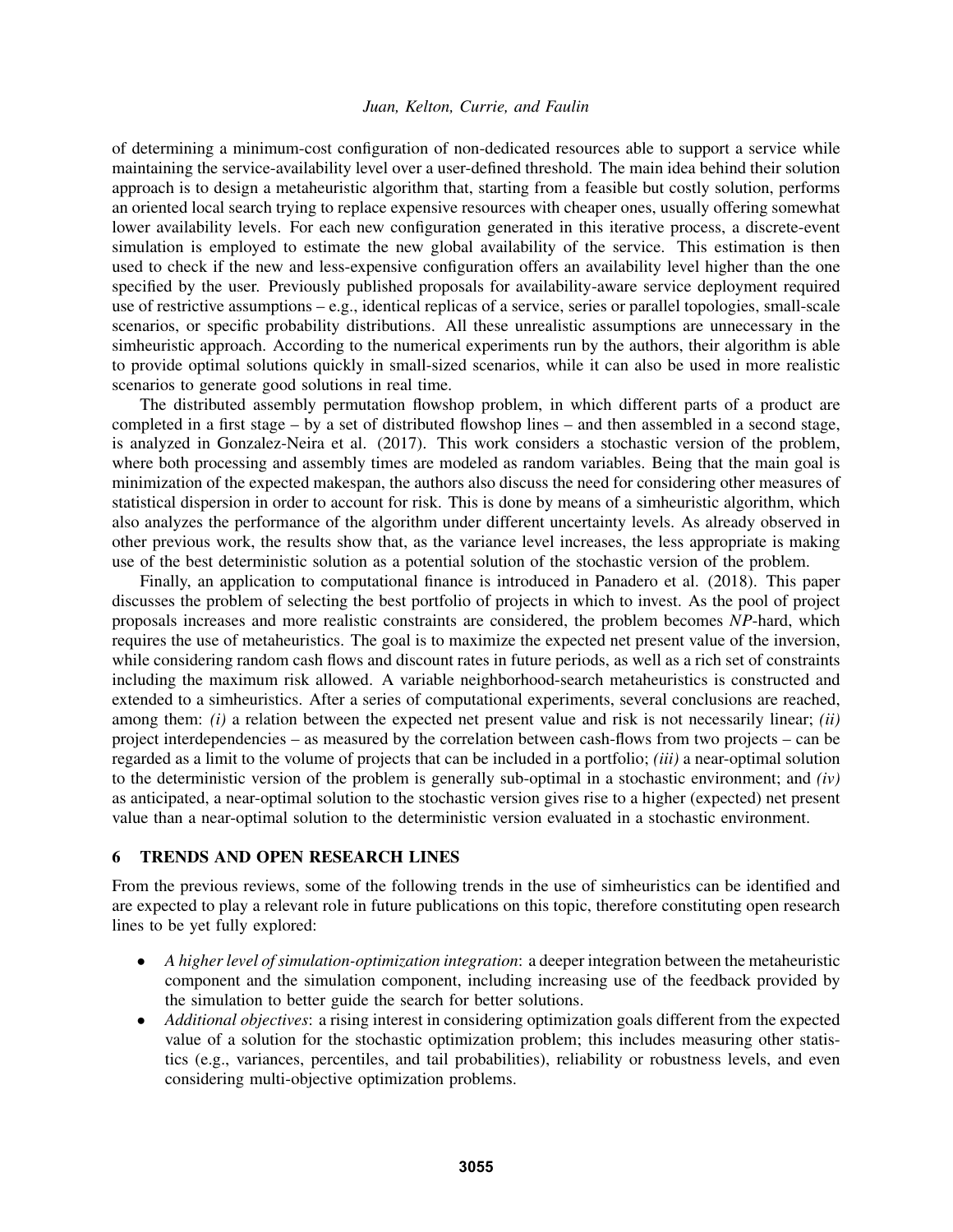of determining a minimum-cost configuration of non-dedicated resources able to support a service while maintaining the service-availability level over a user-defined threshold. The main idea behind their solution approach is to design a metaheuristic algorithm that, starting from a feasible but costly solution, performs an oriented local search trying to replace expensive resources with cheaper ones, usually offering somewhat lower availability levels. For each new configuration generated in this iterative process, a discrete-event simulation is employed to estimate the new global availability of the service. This estimation is then used to check if the new and less-expensive configuration offers an availability level higher than the one specified by the user. Previously published proposals for availability-aware service deployment required use of restrictive assumptions – e.g., identical replicas of a service, series or parallel topologies, small-scale scenarios, or specific probability distributions. All these unrealistic assumptions are unnecessary in the simheuristic approach. According to the numerical experiments run by the authors, their algorithm is able to provide optimal solutions quickly in small-sized scenarios, while it can also be used in more realistic scenarios to generate good solutions in real time.

The distributed assembly permutation flowshop problem, in which different parts of a product are completed in a first stage – by a set of distributed flowshop lines – and then assembled in a second stage, is analyzed in Gonzalez-Neira et al. (2017). This work considers a stochastic version of the problem, where both processing and assembly times are modeled as random variables. Being that the main goal is minimization of the expected makespan, the authors also discuss the need for considering other measures of statistical dispersion in order to account for risk. This is done by means of a simheuristic algorithm, which also analyzes the performance of the algorithm under different uncertainty levels. As already observed in other previous work, the results show that, as the variance level increases, the less appropriate is making use of the best deterministic solution as a potential solution of the stochastic version of the problem.

Finally, an application to computational finance is introduced in Panadero et al. (2018). This paper discusses the problem of selecting the best portfolio of projects in which to invest. As the pool of project proposals increases and more realistic constraints are considered, the problem becomes *NP*-hard, which requires the use of metaheuristics. The goal is to maximize the expected net present value of the inversion, while considering random cash flows and discount rates in future periods, as well as a rich set of constraints including the maximum risk allowed. A variable neighborhood-search metaheuristics is constructed and extended to a simheuristics. After a series of computational experiments, several conclusions are reached, among them: *(i)* a relation between the expected net present value and risk is not necessarily linear; *(ii)* project interdependencies – as measured by the correlation between cash-flows from two projects – can be regarded as a limit to the volume of projects that can be included in a portfolio; *(iii)* a near-optimal solution to the deterministic version of the problem is generally sub-optimal in a stochastic environment; and *(iv)* as anticipated, a near-optimal solution to the stochastic version gives rise to a higher (expected) net present value than a near-optimal solution to the deterministic version evaluated in a stochastic environment.

## 6 TRENDS AND OPEN RESEARCH LINES

From the previous reviews, some of the following trends in the use of simheuristics can be identified and are expected to play a relevant role in future publications on this topic, therefore constituting open research lines to be yet fully explored:

- *A higher level of simulation-optimization integration*: a deeper integration between the metaheuristic component and the simulation component, including increasing use of the feedback provided by the simulation to better guide the search for better solutions.
- *Additional objectives*: a rising interest in considering optimization goals different from the expected value of a solution for the stochastic optimization problem; this includes measuring other statistics (e.g., variances, percentiles, and tail probabilities), reliability or robustness levels, and even considering multi-objective optimization problems.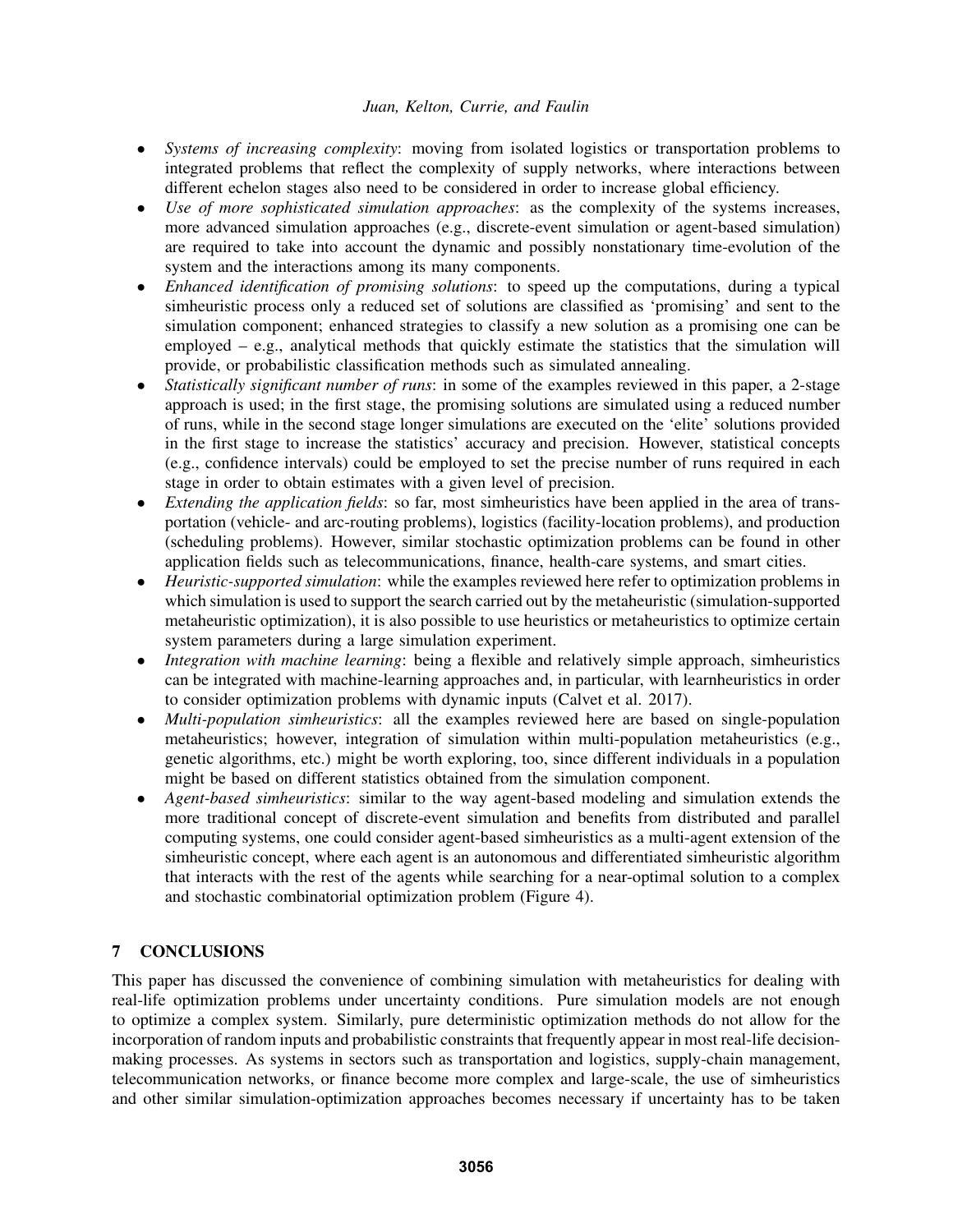- *Systems of increasing complexity*: moving from isolated logistics or transportation problems to integrated problems that reflect the complexity of supply networks, where interactions between different echelon stages also need to be considered in order to increase global efficiency.
- *Use of more sophisticated simulation approaches*: as the complexity of the systems increases, more advanced simulation approaches (e.g., discrete-event simulation or agent-based simulation) are required to take into account the dynamic and possibly nonstationary time-evolution of the system and the interactions among its many components.
- *Enhanced identification of promising solutions*: to speed up the computations, during a typical simheuristic process only a reduced set of solutions are classified as 'promising' and sent to the simulation component; enhanced strategies to classify a new solution as a promising one can be employed – e.g., analytical methods that quickly estimate the statistics that the simulation will provide, or probabilistic classification methods such as simulated annealing.
- *Statistically significant number of runs*: in some of the examples reviewed in this paper, a 2-stage approach is used; in the first stage, the promising solutions are simulated using a reduced number of runs, while in the second stage longer simulations are executed on the 'elite' solutions provided in the first stage to increase the statistics' accuracy and precision. However, statistical concepts (e.g., confidence intervals) could be employed to set the precise number of runs required in each stage in order to obtain estimates with a given level of precision.
- *Extending the application fields*: so far, most simheuristics have been applied in the area of transportation (vehicle- and arc-routing problems), logistics (facility-location problems), and production (scheduling problems). However, similar stochastic optimization problems can be found in other application fields such as telecommunications, finance, health-care systems, and smart cities.
- *Heuristic-supported simulation*: while the examples reviewed here refer to optimization problems in which simulation is used to support the search carried out by the metaheuristic (simulation-supported metaheuristic optimization), it is also possible to use heuristics or metaheuristics to optimize certain system parameters during a large simulation experiment.
- *Integration with machine learning*: being a flexible and relatively simple approach, simheuristics can be integrated with machine-learning approaches and, in particular, with learnheuristics in order to consider optimization problems with dynamic inputs (Calvet et al. 2017).
- *Multi-population simheuristics*: all the examples reviewed here are based on single-population metaheuristics; however, integration of simulation within multi-population metaheuristics (e.g., genetic algorithms, etc.) might be worth exploring, too, since different individuals in a population might be based on different statistics obtained from the simulation component.
- *Agent-based simheuristics*: similar to the way agent-based modeling and simulation extends the more traditional concept of discrete-event simulation and benefits from distributed and parallel computing systems, one could consider agent-based simheuristics as a multi-agent extension of the simheuristic concept, where each agent is an autonomous and differentiated simheuristic algorithm that interacts with the rest of the agents while searching for a near-optimal solution to a complex and stochastic combinatorial optimization problem (Figure 4).

## 7 CONCLUSIONS

This paper has discussed the convenience of combining simulation with metaheuristics for dealing with real-life optimization problems under uncertainty conditions. Pure simulation models are not enough to optimize a complex system. Similarly, pure deterministic optimization methods do not allow for the incorporation of random inputs and probabilistic constraints that frequently appear in most real-life decision-making processes. As systems in sectors such as transportation and logistics, supply-chain management, telecommunication networks, or finance become more complex and large-scale, the use of simheuristics and other similar simulation-optimization approaches becomes necessary if uncertainty has to be taken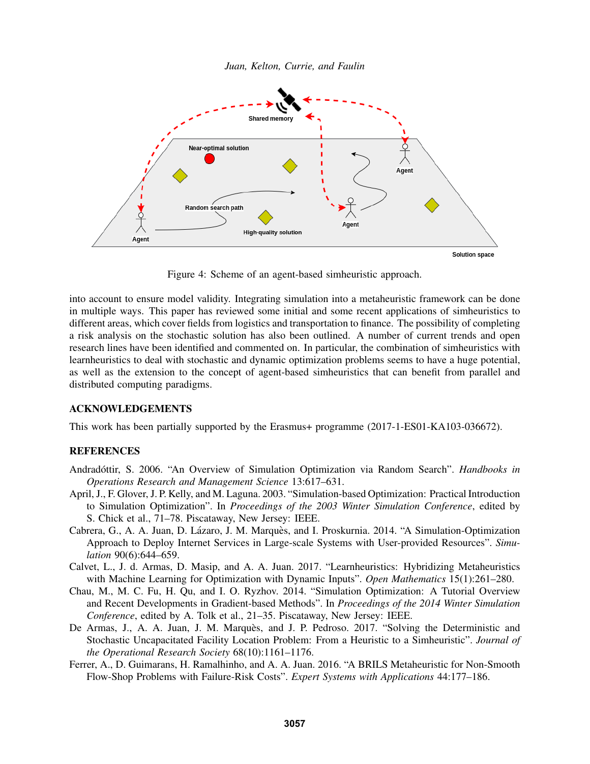Figure 4: Scheme of an agent-based simheuristic approach.

into account to ensure model validity. Integrating simulation into a metaheuristic framework can be done in multiple ways. This paper has reviewed some initial and some recent applications of simheuristics to different areas, which cover fields from logistics and transportation to finance. The possibility of completing a risk analysis on the stochastic solution has also been outlined. A number of current trends and open research lines have been identified and commented on. In particular, the combination of simheuristics with learnheuristics to deal with stochastic and dynamic optimization problems seems to have a huge potential, as well as the extension to the concept of agent-based simheuristics that can benefit from parallel and distributed computing paradigms.

## ACKNOWLEDGEMENTS

This work has been partially supported by the Erasmus+ programme (2017-1-ES01-KA103-036672).

## REFERENCES

Andradóttir, S. 2006. "An Overview of Simulation Optimization via Random Search". *Handbooks in Operations Research and Management Science* 13:617–631.

April, J., F. Glover, J. P. Kelly, and M. Laguna. 2003. "Simulation-based Optimization: Practical Introduction to Simulation Optimization". In *Proceedings of the 2003 Winter Simulation Conference*, edited by S. Chick et al., 71–78. Piscataway, New Jersey: IEEE.

Cabrera, G., A. A. Juan, D. Lázaro, J. M. Marquès, and I. Proskurnia. 2014. "A Simulation-Optimization Approach to Deploy Internet Services in Large-scale Systems with User-provided Resources". *Simulation* 90(6):644–659.

Calvet, L., J. d. Armas, D. Masip, and A. A. Juan. 2017. "Learnheuristics: Hybridizing Metaheuristics with Machine Learning for Optimization with Dynamic Inputs". *Open Mathematics* 15(1):261–280.

Chau, M., M. C. Fu, H. Qu, and I. O. Ryzhov. 2014. "Simulation Optimization: A Tutorial Overview and Recent Developments in Gradient-based Methods". In *Proceedings of the 2014 Winter Simulation Conference*, edited by A. Tolk et al., 21–35. Piscataway, New Jersey: IEEE.

De Armas, J., A. A. Juan, J. M. Marquès, and J. P. Pedroso. 2017. "Solving the Deterministic and Stochastic Uncapacitated Facility Location Problem: From a Heuristic to a Simheuristic". *Journal of the Operational Research Society* 68(10):1161–1176.

Ferrer, A., D. Guimarans, H. Ramalhinho, and A. A. Juan. 2016. "A BRILS Metaheuristic for Non-Smooth Flow-Shop Problems with Failure-Risk Costs". *Expert Systems with Applications* 44:177–186.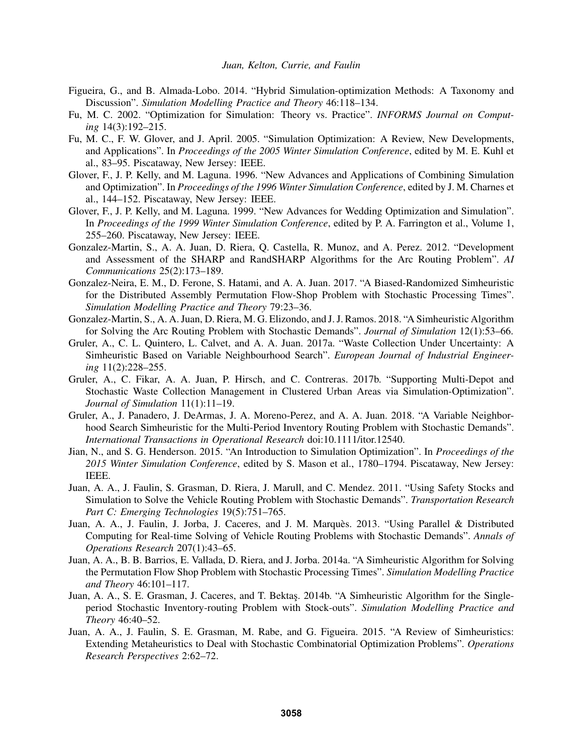Figueira, G., and B. Almada-Lobo. 2014. "Hybrid Simulation-optimization Methods: A Taxonomy and Discussion". *Simulation Modelling Practice and Theory* 46:118–134.

Fu, M. C. 2002. "Optimization for Simulation: Theory vs. Practice". *INFORMS Journal on Computing* 14(3):192–215.

Fu, M. C., F. W. Glover, and J. April. 2005. "Simulation Optimization: A Review, New Developments, and Applications". In *Proceedings of the 2005 Winter Simulation Conference*, edited by M. E. Kuhl et al., 83–95. Piscataway, New Jersey: IEEE.

Glover, F., J. P. Kelly, and M. Laguna. 1996. "New Advances and Applications of Combining Simulation and Optimization". In *Proceedings of the 1996 Winter Simulation Conference*, edited by J. M. Charnes et al., 144–152. Piscataway, New Jersey: IEEE.

Glover, F., J. P. Kelly, and M. Laguna. 1999. "New Advances for Wedding Optimization and Simulation". In *Proceedings of the 1999 Winter Simulation Conference*, edited by P. A. Farrington et al., Volume 1, 255–260. Piscataway, New Jersey: IEEE.

Gonzalez-Martin, S., A. A. Juan, D. Riera, Q. Castella, R. Munoz, and A. Perez. 2012. "Development and Assessment of the SHARP and RandSHARP Algorithms for the Arc Routing Problem". *AI Communications* 25(2):173–189.

Gonzalez-Neira, E. M., D. Ferone, S. Hatami, and A. A. Juan. 2017. "A Biased-Randomized Simheuristic for the Distributed Assembly Permutation Flow-Shop Problem with Stochastic Processing Times". *Simulation Modelling Practice and Theory* 79:23–36.

Gonzalez-Martin, S., A. A. Juan, D. Riera, M. G. Elizondo, and J. J. Ramos. 2018. "A Simheuristic Algorithm for Solving the Arc Routing Problem with Stochastic Demands". *Journal of Simulation* 12(1):53–66.

Gruler, A., C. L. Quintero, L. Calvet, and A. A. Juan. 2017a. "Waste Collection Under Uncertainty: A Simheuristic Based on Variable Neighbourhood Search". *European Journal of Industrial Engineering* 11(2):228–255.

Gruler, A., C. Fikar, A. A. Juan, P. Hirsch, and C. Contreras. 2017b. "Supporting Multi-Depot and Stochastic Waste Collection Management in Clustered Urban Areas via Simulation-Optimization". *Journal of Simulation* 11(1):11–19.

Gruler, A., J. Panadero, J. DeArmas, J. A. Moreno-Perez, and A. A. Juan. 2018. "A Variable Neighborhood Search Simheuristic for the Multi-Period Inventory Routing Problem with Stochastic Demands". *International Transactions in Operational Research* doi:10.1111/itor.12540.

Jian, N., and S. G. Henderson. 2015. "An Introduction to Simulation Optimization". In *Proceedings of the 2015 Winter Simulation Conference*, edited by S. Mason et al., 1780–1794. Piscataway, New Jersey: IEEE.

Juan, A. A., J. Faulin, S. Grasman, D. Riera, J. Marull, and C. Mendez. 2011. "Using Safety Stocks and Simulation to Solve the Vehicle Routing Problem with Stochastic Demands". *Transportation Research Part C: Emerging Technologies* 19(5):751–765.

Juan, A. A., J. Faulin, J. Jorba, J. Caceres, and J. M. Marquès. 2013. "Using Parallel & Distributed Computing for Real-time Solving of Vehicle Routing Problems with Stochastic Demands". *Annals of Operations Research* 207(1):43–65.

Juan, A. A., B. B. Barrios, E. Vallada, D. Riera, and J. Jorba. 2014a. "A Simheuristic Algorithm for Solving the Permutation Flow Shop Problem with Stochastic Processing Times". *Simulation Modelling Practice and Theory* 46:101–117.

Juan, A. A., S. E. Grasman, J. Caceres, and T. Bektaş. 2014b. "A Simheuristic Algorithm for the Single-period Stochastic Inventory-routing Problem with Stock-outs". *Simulation Modelling Practice and Theory* 46:40–52.

Juan, A. A., J. Faulin, S. E. Grasman, M. Rabe, and G. Figueira. 2015. "A Review of Simheuristics: Extending Metaheuristics to Deal with Stochastic Combinatorial Optimization Problems". *Operations Research Perspectives* 2:62–72.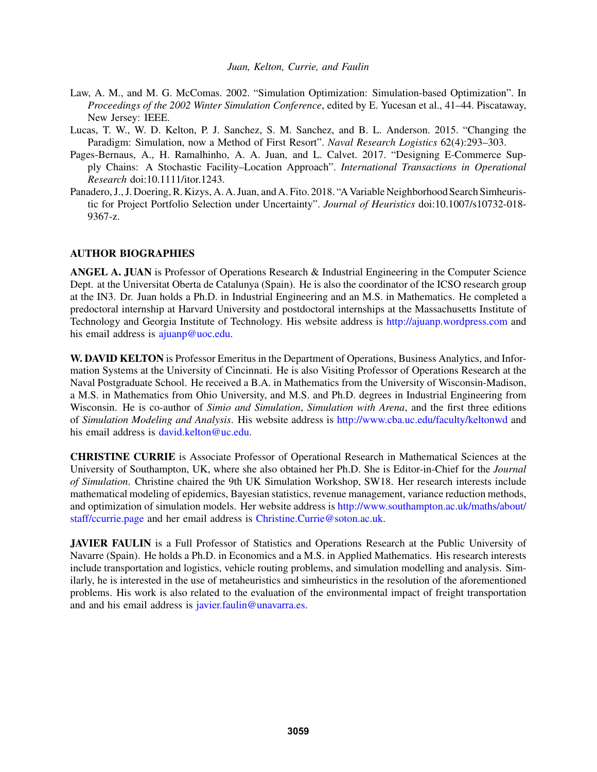Law, A. M., and M. G. McComas. 2002. "Simulation Optimization: Simulation-based Optimization". In *Proceedings of the 2002 Winter Simulation Conference*, edited by E. Yucesan et al., 41–44. Piscataway, New Jersey: IEEE.

Lucas, T. W., W. D. Kelton, P. J. Sanchez, S. M. Sanchez, and B. L. Anderson. 2015. "Changing the Paradigm: Simulation, now a Method of First Resort". *Naval Research Logistics* 62(4):293–303.

Pages-Bernaus, A., H. Ramalhinho, A. A. Juan, and L. Calvet. 2017. "Designing E-Commerce Supply Chains: A Stochastic Facility–Location Approach". *International Transactions in Operational Research* doi:10.1111/itor.1243.

Panadero, J., J. Doering, R. Kizys, A. A. Juan, and A. Fito. 2018. "A Variable Neighborhood Search Simheuristic for Project Portfolio Selection under Uncertainty". *Journal of Heuristics* doi:10.1007/s10732-018-9367-z.

## AUTHOR BIOGRAPHIES

**ANGEL A. JUAN** is Professor of Operations Research & Industrial Engineering in the Computer Science Dept. at the Universitat Oberta de Catalunya (Spain). He is also the coordinator of the ICSO research group at the IN3. Dr. Juan holds a Ph.D. in Industrial Engineering and an M.S. in Mathematics. He completed a predoctoral internship at Harvard University and postdoctoral internships at the Massachusetts Institute of Technology and Georgia Institute of Technology. His website address is http://ajuanp.wordpress.com and his email address is ajuanp@uoc.edu.

**W. DAVID KELTON** is Professor Emeritus in the Department of Operations, Business Analytics, and Information Systems at the University of Cincinnati. He is also Visiting Professor of Operations Research at the Naval Postgraduate School. He received a B.A. in Mathematics from the University of Wisconsin-Madison, a M.S. in Mathematics from Ohio University, and M.S. and Ph.D. degrees in Industrial Engineering from Wisconsin. He is co-author of *Simio and Simulation*, *Simulation with Arena*, and the first three editions of *Simulation Modeling and Analysis*. His website address is http://www.cba.uc.edu/faculty/keltonwd and his email address is david.kelton@uc.edu.

**CHRISTINE CURRIE** is Associate Professor of Operational Research in Mathematical Sciences at the University of Southampton, UK, where she also obtained her Ph.D. She is Editor-in-Chief for the *Journal of Simulation*. Christine chaired the 9th UK Simulation Workshop, SW18. Her research interests include mathematical modeling of epidemics, Bayesian statistics, revenue management, variance reduction methods, and optimization of simulation models. Her website address is http://www.southampton.ac.uk/maths/about/staff/ccurrie.page and her email address is Christine.Currie@soton.ac.uk.

**JAVIER FAULIN** is a Full Professor of Statistics and Operations Research at the Public University of Navarre (Spain). He holds a Ph.D. in Economics and a M.S. in Applied Mathematics. His research interests include transportation and logistics, vehicle routing problems, and simulation modelling and analysis. Similarly, he is interested in the use of metaheuristics and simheuristics in the resolution of the aforementioned problems. His work is also related to the evaluation of the environmental impact of freight transportation and and his email address is javier.faulin@unavarra.es.